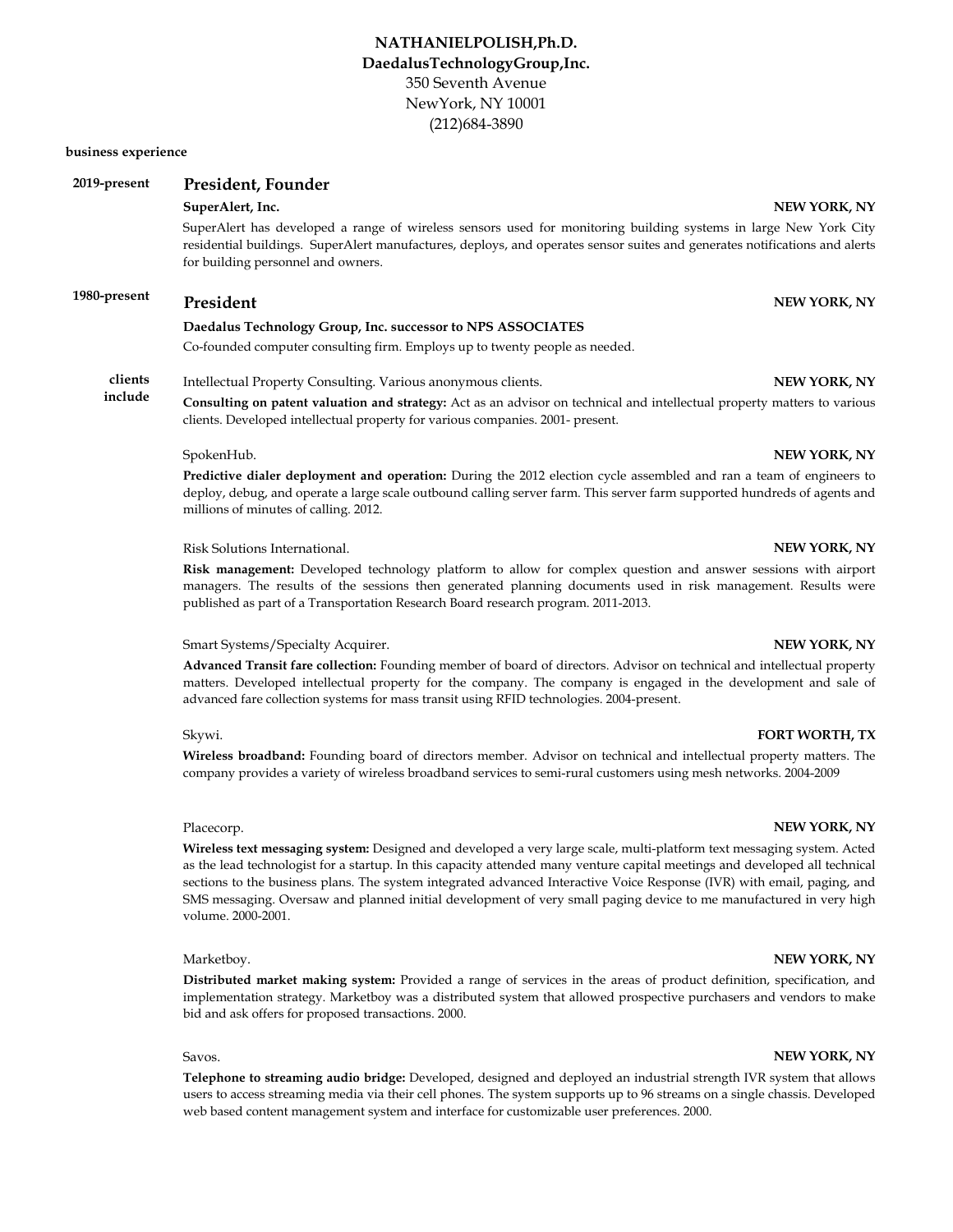**NATHANIELPOLISH,Ph.D.**
**DaedalusTechnologyGroup,Inc.**
350 Seventh Avenue
NewYork, NY 10001
(212)684-3890

**business experience**

**2019-present**

## President, Founder

**SuperAlert, Inc.** — **NEW YORK, NY**

SuperAlert has developed a range of wireless sensors used for monitoring building systems in large New York City residential buildings. SuperAlert manufactures, deploys, and operates sensor suites and generates notifications and alerts for building personnel and owners.

**1980-present**

## President — NEW YORK, NY

**Daedalus Technology Group, Inc. successor to NPS ASSOCIATES**

Co-founded computer consulting firm. Employs up to twenty people as needed.

**clients include**

Intellectual Property Consulting. Various anonymous clients. — **NEW YORK, NY**

**Consulting on patent valuation and strategy:** Act as an advisor on technical and intellectual property matters to various clients. Developed intellectual property for various companies. 2001- present.

SpokenHub. — **NEW YORK, NY**

**Predictive dialer deployment and operation:** During the 2012 election cycle assembled and ran a team of engineers to deploy, debug, and operate a large scale outbound calling server farm. This server farm supported hundreds of agents and millions of minutes of calling. 2012.

Risk Solutions International. — **NEW YORK, NY**

**Risk management:** Developed technology platform to allow for complex question and answer sessions with airport managers. The results of the sessions then generated planning documents used in risk management. Results were published as part of a Transportation Research Board research program. 2011-2013.

Smart Systems/Specialty Acquirer. — **NEW YORK, NY**

**Advanced Transit fare collection:** Founding member of board of directors. Advisor on technical and intellectual property matters. Developed intellectual property for the company. The company is engaged in the development and sale of advanced fare collection systems for mass transit using RFID technologies. 2004-present.

Skywi. — **FORT WORTH, TX**

**Wireless broadband:** Founding board of directors member. Advisor on technical and intellectual property matters. The company provides a variety of wireless broadband services to semi-rural customers using mesh networks. 2004-2009

Placecorp. — **NEW YORK, NY**

**Wireless text messaging system:** Designed and developed a very large scale, multi-platform text messaging system. Acted as the lead technologist for a startup. In this capacity attended many venture capital meetings and developed all technical sections to the business plans. The system integrated advanced Interactive Voice Response (IVR) with email, paging, and SMS messaging. Oversaw and planned initial development of very small paging device to me manufactured in very high volume. 2000-2001.

Marketboy. — **NEW YORK, NY**

**Distributed market making system:** Provided a range of services in the areas of product definition, specification, and implementation strategy. Marketboy was a distributed system that allowed prospective purchasers and vendors to make bid and ask offers for proposed transactions. 2000.

Savos. — **NEW YORK, NY**

**Telephone to streaming audio bridge:** Developed, designed and deployed an industrial strength IVR system that allows users to access streaming media via their cell phones. The system supports up to 96 streams on a single chassis. Developed web based content management system and interface for customizable user preferences. 2000.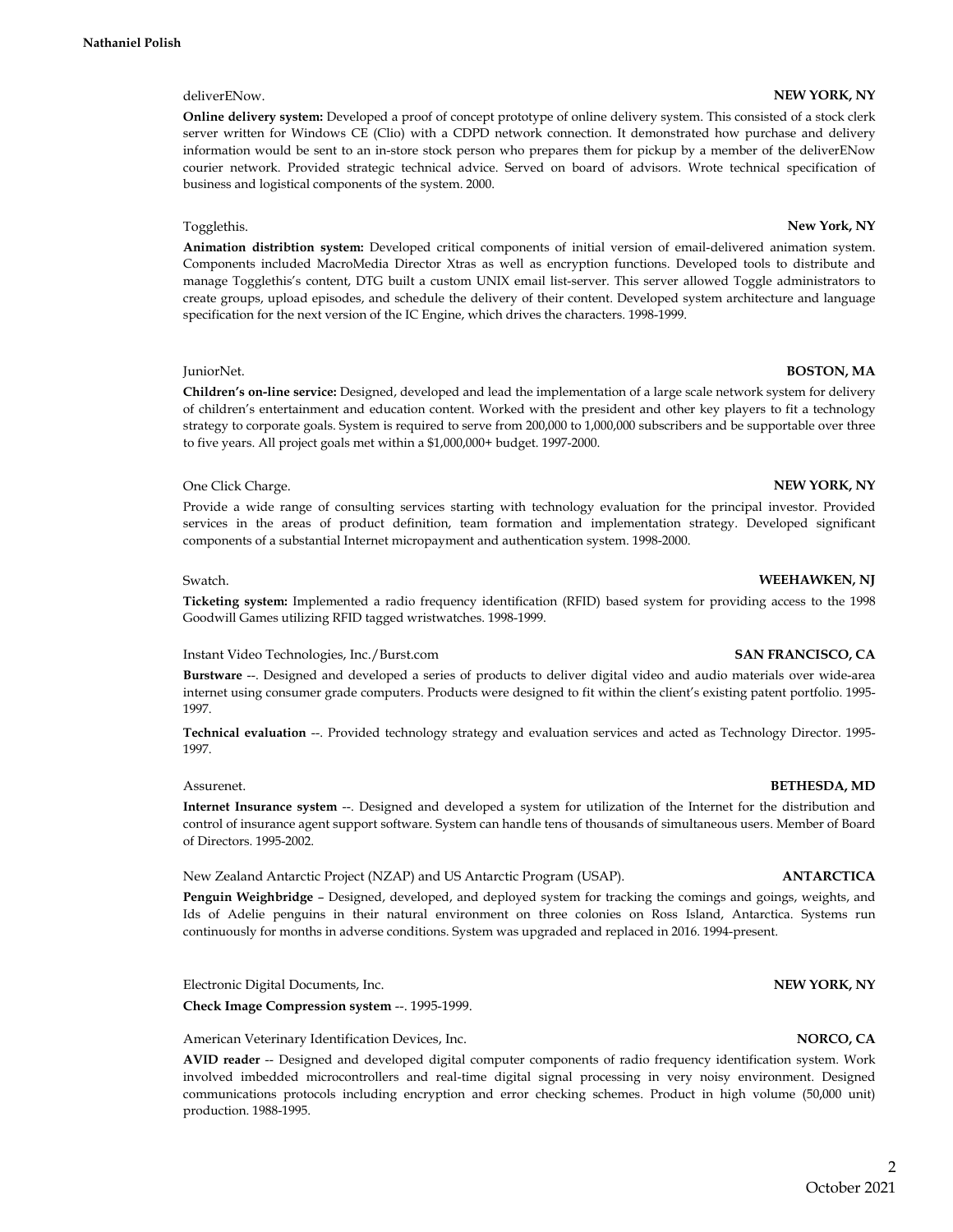deliverENow. **NEW YORK, NY**

**Online delivery system:** Developed a proof of concept prototype of online delivery system. This consisted of a stock clerk server written for Windows CE (Clio) with a CDPD network connection. It demonstrated how purchase and delivery information would be sent to an in-store stock person who prepares them for pickup by a member of the deliverENow courier network. Provided strategic technical advice. Served on board of advisors. Wrote technical specification of business and logistical components of the system. 2000.

Togglethis. **New York, NY**

**Animation distribtion system:** Developed critical components of initial version of email-delivered animation system. Components included MacroMedia Director Xtras as well as encryption functions. Developed tools to distribute and manage Togglethis's content, DTG built a custom UNIX email list-server. This server allowed Toggle administrators to create groups, upload episodes, and schedule the delivery of their content. Developed system architecture and language specification for the next version of the IC Engine, which drives the characters. 1998-1999.

JuniorNet. **BOSTON, MA**

**Children's on-line service:** Designed, developed and lead the implementation of a large scale network system for delivery of children's entertainment and education content. Worked with the president and other key players to fit a technology strategy to corporate goals. System is required to serve from 200,000 to 1,000,000 subscribers and be supportable over three to five years. All project goals met within a $1,000,000+ budget. 1997-2000.

One Click Charge. **NEW YORK, NY**

Provide a wide range of consulting services starting with technology evaluation for the principal investor. Provided services in the areas of product definition, team formation and implementation strategy. Developed significant components of a substantial Internet micropayment and authentication system. 1998-2000.

Swatch. **WEEHAWKEN, NJ**

**Ticketing system:** Implemented a radio frequency identification (RFID) based system for providing access to the 1998 Goodwill Games utilizing RFID tagged wristwatches. 1998-1999.

Instant Video Technologies, Inc./Burst.com **SAN FRANCISCO, CA**

**Burstware** --. Designed and developed a series of products to deliver digital video and audio materials over wide-area internet using consumer grade computers. Products were designed to fit within the client's existing patent portfolio. 1995-1997.

**Technical evaluation** --. Provided technology strategy and evaluation services and acted as Technology Director. 1995-1997.

Assurenet. **BETHESDA, MD**

**Internet Insurance system** --. Designed and developed a system for utilization of the Internet for the distribution and control of insurance agent support software. System can handle tens of thousands of simultaneous users. Member of Board of Directors. 1995-2002.

New Zealand Antarctic Project (NZAP) and US Antarctic Program (USAP). **ANTARCTICA**

**Penguin Weighbridge** – Designed, developed, and deployed system for tracking the comings and goings, weights, and Ids of Adelie penguins in their natural environment on three colonies on Ross Island, Antarctica. Systems run continuously for months in adverse conditions. System was upgraded and replaced in 2016. 1994-present.

Electronic Digital Documents, Inc. **NEW YORK, NY**

**Check Image Compression system** --. 1995-1999.

American Veterinary Identification Devices, Inc. **NORCO, CA**

**AVID reader** -- Designed and developed digital computer components of radio frequency identification system. Work involved imbedded microcontrollers and real-time digital signal processing in very noisy environment. Designed communications protocols including encryption and error checking schemes. Product in high volume (50,000 unit) production. 1988-1995.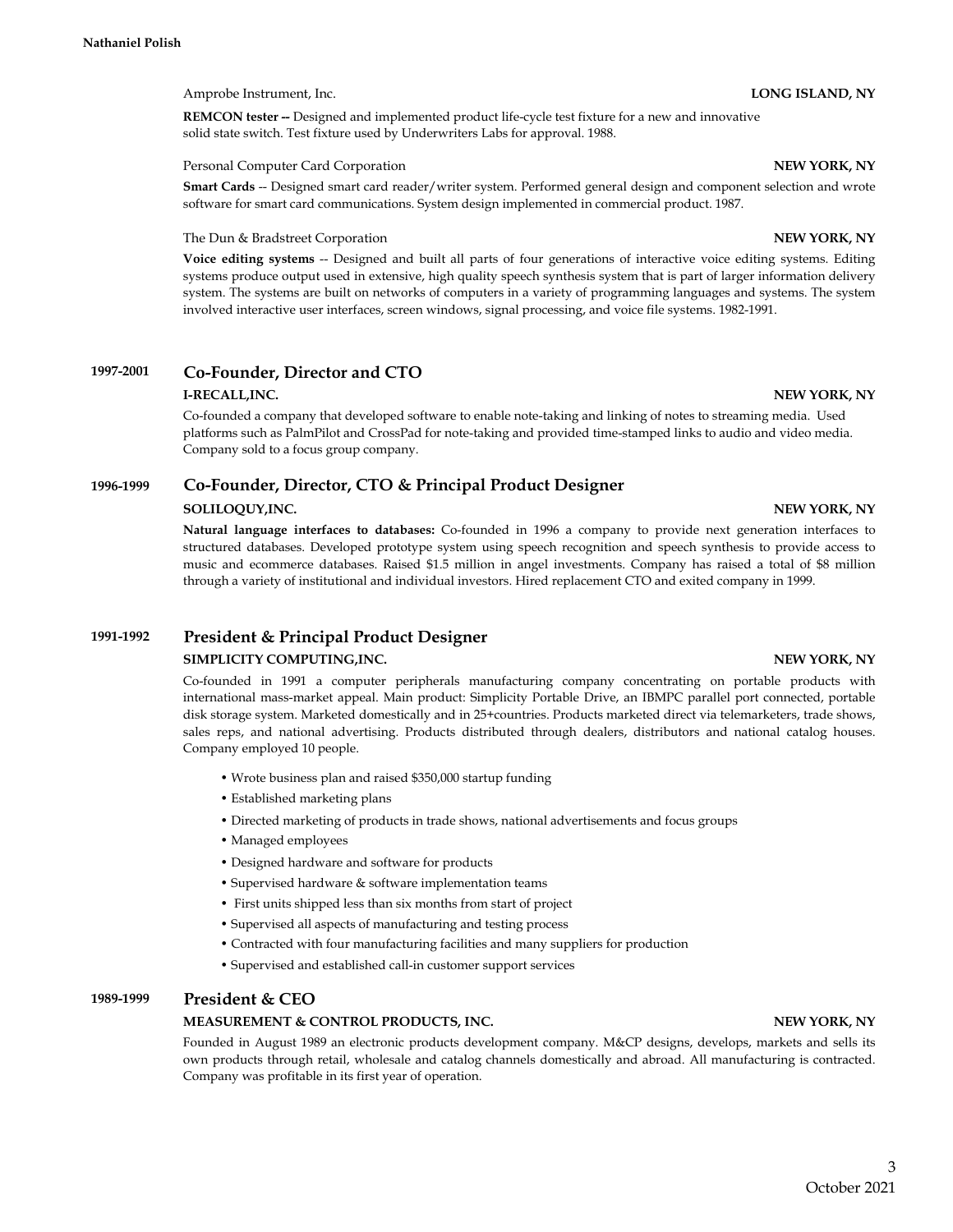Amprobe Instrument, Inc. **LONG ISLAND, NY**

**REMCON tester --** Designed and implemented product life-cycle test fixture for a new and innovative solid state switch. Test fixture used by Underwriters Labs for approval. 1988.

Personal Computer Card Corporation **NEW YORK, NY**

**Smart Cards** -- Designed smart card reader/writer system. Performed general design and component selection and wrote software for smart card communications. System design implemented in commercial product. 1987.

The Dun & Bradstreet Corporation **NEW YORK, NY**

**Voice editing systems** -- Designed and built all parts of four generations of interactive voice editing systems. Editing systems produce output used in extensive, high quality speech synthesis system that is part of larger information delivery system. The systems are built on networks of computers in a variety of programming languages and systems. The system involved interactive user interfaces, screen windows, signal processing, and voice file systems. 1982-1991.

## 1997-2001 Co-Founder, Director and CTO

**I-RECALL,INC.** **NEW YORK, NY**

Co-founded a company that developed software to enable note-taking and linking of notes to streaming media. Used platforms such as PalmPilot and CrossPad for note-taking and provided time-stamped links to audio and video media. Company sold to a focus group company.

## 1996-1999 Co-Founder, Director, CTO & Principal Product Designer

**SOLILOQUY,INC.** **NEW YORK, NY**

**Natural language interfaces to databases:** Co-founded in 1996 a company to provide next generation interfaces to structured databases. Developed prototype system using speech recognition and speech synthesis to provide access to music and ecommerce databases. Raised $1.5 million in angel investments. Company has raised a total of $8 million through a variety of institutional and individual investors. Hired replacement CTO and exited company in 1999.

## 1991-1992 President & Principal Product Designer

**SIMPLICITY COMPUTING,INC.** **NEW YORK, NY**

Co-founded in 1991 a computer peripherals manufacturing company concentrating on portable products with international mass-market appeal. Main product: Simplicity Portable Drive, an IBMPC parallel port connected, portable disk storage system. Marketed domestically and in 25+countries. Products marketed direct via telemarketers, trade shows, sales reps, and national advertising. Products distributed through dealers, distributors and national catalog houses. Company employed 10 people.

- Wrote business plan and raised $350,000 startup funding
- Established marketing plans
- Directed marketing of products in trade shows, national advertisements and focus groups
- Managed employees
- Designed hardware and software for products
- Supervised hardware & software implementation teams
- First units shipped less than six months from start of project
- Supervised all aspects of manufacturing and testing process
- Contracted with four manufacturing facilities and many suppliers for production
- Supervised and established call-in customer support services

## 1989-1999 President & CEO

**MEASUREMENT & CONTROL PRODUCTS, INC.** **NEW YORK, NY**

Founded in August 1989 an electronic products development company. M&CP designs, develops, markets and sells its own products through retail, wholesale and catalog channels domestically and abroad. All manufacturing is contracted. Company was profitable in its first year of operation.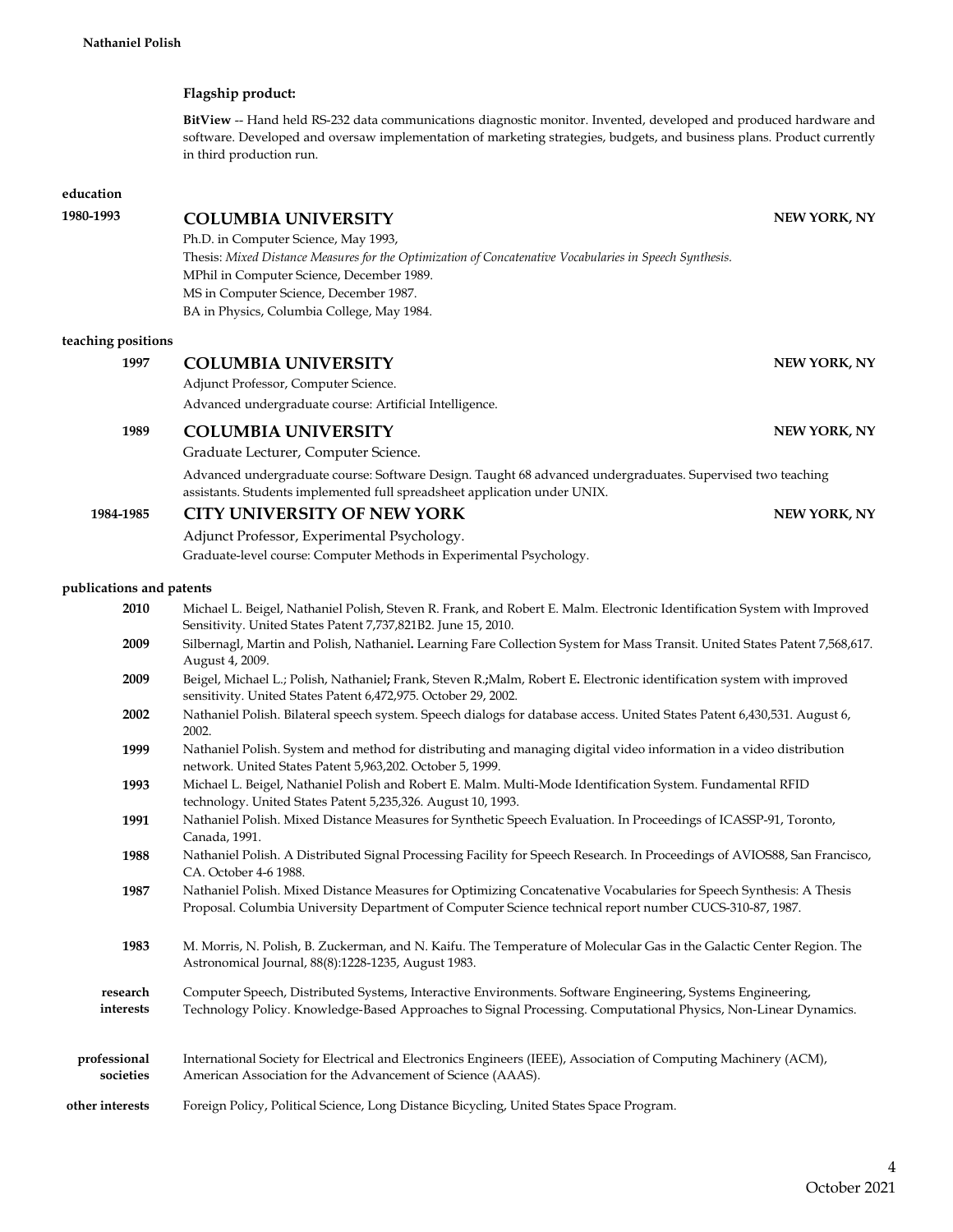**Flagship product:**

**BitView** -- Hand held RS-232 data communications diagnostic monitor. Invented, developed and produced hardware and software. Developed and oversaw implementation of marketing strategies, budgets, and business plans. Product currently in third production run.

## education

**1980-1993** **COLUMBIA UNIVERSITY** **NEW YORK, NY**

Ph.D. in Computer Science, May 1993,
Thesis: *Mixed Distance Measures for the Optimization of Concatenative Vocabularies in Speech Synthesis.*
MPhil in Computer Science, December 1989.
MS in Computer Science, December 1987.
BA in Physics, Columbia College, May 1984.

## teaching positions

**1997** **COLUMBIA UNIVERSITY** **NEW YORK, NY**

Adjunct Professor, Computer Science.
Advanced undergraduate course: Artificial Intelligence.

**1989** **COLUMBIA UNIVERSITY** **NEW YORK, NY**

Graduate Lecturer, Computer Science.

Advanced undergraduate course: Software Design. Taught 68 advanced undergraduates. Supervised two teaching assistants. Students implemented full spreadsheet application under UNIX.

**1984-1985** **CITY UNIVERSITY OF NEW YORK** **NEW YORK, NY**

Adjunct Professor, Experimental Psychology.
Graduate-level course: Computer Methods in Experimental Psychology.

## publications and patents

**2010** Michael L. Beigel, Nathaniel Polish, Steven R. Frank, and Robert E. Malm. Electronic Identification System with Improved Sensitivity. United States Patent 7,737,821B2. June 15, 2010.

**2009** Silbernagl, Martin and Polish, Nathaniel**.** Learning Fare Collection System for Mass Transit. United States Patent 7,568,617. August 4, 2009.

**2009** Beigel, Michael L.; Polish, Nathaniel**;** Frank, Steven R.**;**Malm, Robert E**.** Electronic identification system with improved sensitivity. United States Patent 6,472,975. October 29, 2002.

**2002** Nathaniel Polish. Bilateral speech system. Speech dialogs for database access. United States Patent 6,430,531. August 6, 2002.

**1999** Nathaniel Polish. System and method for distributing and managing digital video information in a video distribution network. United States Patent 5,963,202. October 5, 1999.

**1993** Michael L. Beigel, Nathaniel Polish and Robert E. Malm. Multi-Mode Identification System. Fundamental RFID technology. United States Patent 5,235,326. August 10, 1993.

**1991** Nathaniel Polish. Mixed Distance Measures for Synthetic Speech Evaluation. In Proceedings of ICASSP-91, Toronto, Canada, 1991.

**1988** Nathaniel Polish. A Distributed Signal Processing Facility for Speech Research. In Proceedings of AVIOS88, San Francisco, CA. October 4-6 1988.

**1987** Nathaniel Polish. Mixed Distance Measures for Optimizing Concatenative Vocabularies for Speech Synthesis: A Thesis Proposal. Columbia University Department of Computer Science technical report number CUCS-310-87, 1987.

**1983** M. Morris, N. Polish, B. Zuckerman, and N. Kaifu. The Temperature of Molecular Gas in the Galactic Center Region. The Astronomical Journal, 88(8):1228-1235, August 1983.

**research interests** Computer Speech, Distributed Systems, Interactive Environments. Software Engineering, Systems Engineering, Technology Policy. Knowledge-Based Approaches to Signal Processing. Computational Physics, Non-Linear Dynamics.

**professional societies** International Society for Electrical and Electronics Engineers (IEEE), Association of Computing Machinery (ACM), American Association for the Advancement of Science (AAAS).

**other interests** Foreign Policy, Political Science, Long Distance Bicycling, United States Space Program.

October 2021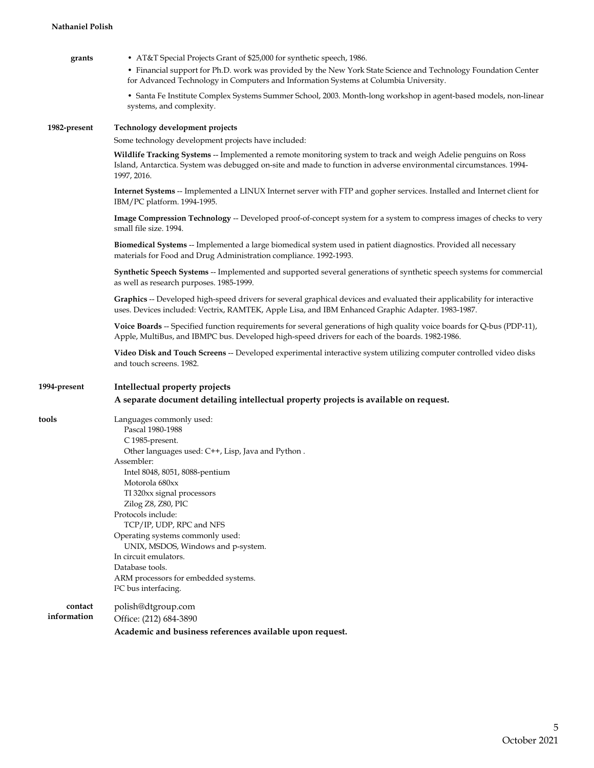**grants**

- AT&T Special Projects Grant of $25,000 for synthetic speech, 1986.
- Financial support for Ph.D. work was provided by the New York State Science and Technology Foundation Center for Advanced Technology in Computers and Information Systems at Columbia University.
- Santa Fe Institute Complex Systems Summer School, 2003. Month-long workshop in agent-based models, non-linear systems, and complexity.

**1982-present** **Technology development projects**

Some technology development projects have included:

**Wildlife Tracking Systems** -- Implemented a remote monitoring system to track and weigh Adelie penguins on Ross Island, Antarctica. System was debugged on-site and made to function in adverse environmental circumstances. 1994-1997, 2016.

**Internet Systems** -- Implemented a LINUX Internet server with FTP and gopher services. Installed and Internet client for IBM/PC platform. 1994-1995.

**Image Compression Technology** -- Developed proof-of-concept system for a system to compress images of checks to very small file size. 1994.

**Biomedical Systems** -- Implemented a large biomedical system used in patient diagnostics. Provided all necessary materials for Food and Drug Administration compliance. 1992-1993.

**Synthetic Speech Systems** -- Implemented and supported several generations of synthetic speech systems for commercial as well as research purposes. 1985-1999.

**Graphics** -- Developed high-speed drivers for several graphical devices and evaluated their applicability for interactive uses. Devices included: Vectrix, RAMTEK, Apple Lisa, and IBM Enhanced Graphic Adapter. 1983-1987.

**Voice Boards** -- Specified function requirements for several generations of high quality voice boards for Q-bus (PDP-11), Apple, MultiBus, and IBMPC bus. Developed high-speed drivers for each of the boards. 1982-1986.

**Video Disk and Touch Screens** -- Developed experimental interactive system utilizing computer controlled video disks and touch screens. 1982.

**1994-present** **Intellectual property projects**

**A separate document detailing intellectual property projects is available on request.**

**tools**

Languages commonly used:
- Pascal 1980-1988
- C 1985-present.
- Other languages used: C++, Lisp, Java and Python .

Assembler:
- Intel 8048, 8051, 8088-pentium
- Motorola 680xx
- TI 320xx signal processors
- Zilog Z8, Z80, PIC

Protocols include:
- TCP/IP, UDP, RPC and NFS

Operating systems commonly used:
- UNIX, MSDOS, Windows and p-system.

In circuit emulators.
Database tools.
ARM processors for embedded systems.
I²C bus interfacing.

**contact information**

polish@dtgroup.com
Office: (212) 684-3890

**Academic and business references available upon request.**

October 2021